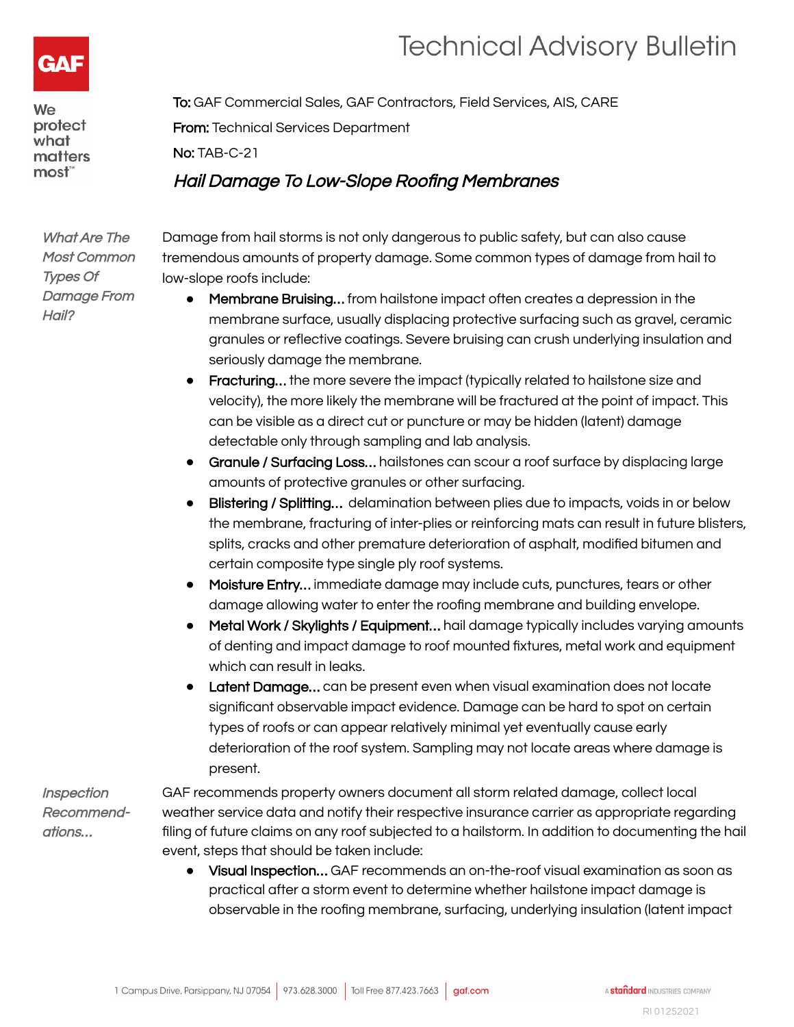# Technical Advisory Bulletin

We protect what matters most™

**To:** GAF Commercial Sales, GAF Contractors, Field Services, AIS, CARE

**From:** Technical Services Department

**No:** TAB-C-21

## *Hail Damage To Low-Slope Roofing Membranes*

### *What Are The Most Common Types Of Damage From Hail?*

Damage from hail storms is not only dangerous to public safety, but can also cause tremendous amounts of property damage. Some common types of damage from hail to low-slope roofs include:

- **Membrane Bruising…** from hailstone impact often creates a depression in the membrane surface, usually displacing protective surfacing such as gravel, ceramic granules or reflective coatings. Severe bruising can crush underlying insulation and seriously damage the membrane.
- **Fracturing…** the more severe the impact (typically related to hailstone size and velocity), the more likely the membrane will be fractured at the point of impact. This can be visible as a direct cut or puncture or may be hidden (latent) damage detectable only through sampling and lab analysis.
- **Granule / Surfacing Loss…** hailstones can scour a roof surface by displacing large amounts of protective granules or other surfacing.
- **Blistering / Splitting…** delamination between plies due to impacts, voids in or below the membrane, fracturing of inter-plies or reinforcing mats can result in future blisters, splits, cracks and other premature deterioration of asphalt, modified bitumen and certain composite type single ply roof systems.
- **Moisture Entry…** immediate damage may include cuts, punctures, tears or other damage allowing water to enter the roofing membrane and building envelope.
- **Metal Work / Skylights / Equipment…** hail damage typically includes varying amounts of denting and impact damage to roof mounted fixtures, metal work and equipment which can result in leaks.
- **Latent Damage…** can be present even when visual examination does not locate significant observable impact evidence. Damage can be hard to spot on certain types of roofs or can appear relatively minimal yet eventually cause early deterioration of the roof system. Sampling may not locate areas where damage is present.

### *Inspection Recommendations…*

GAF recommends property owners document all storm related damage, collect local weather service data and notify their respective insurance carrier as appropriate regarding filing of future claims on any roof subjected to a hailstorm. In addition to documenting the hail event, steps that should be taken include:

- **Visual Inspection…** GAF recommends an on-the-roof visual examination as soon as practical after a storm event to determine whether hailstone impact damage is observable in the roofing membrane, surfacing, underlying insulation (latent impact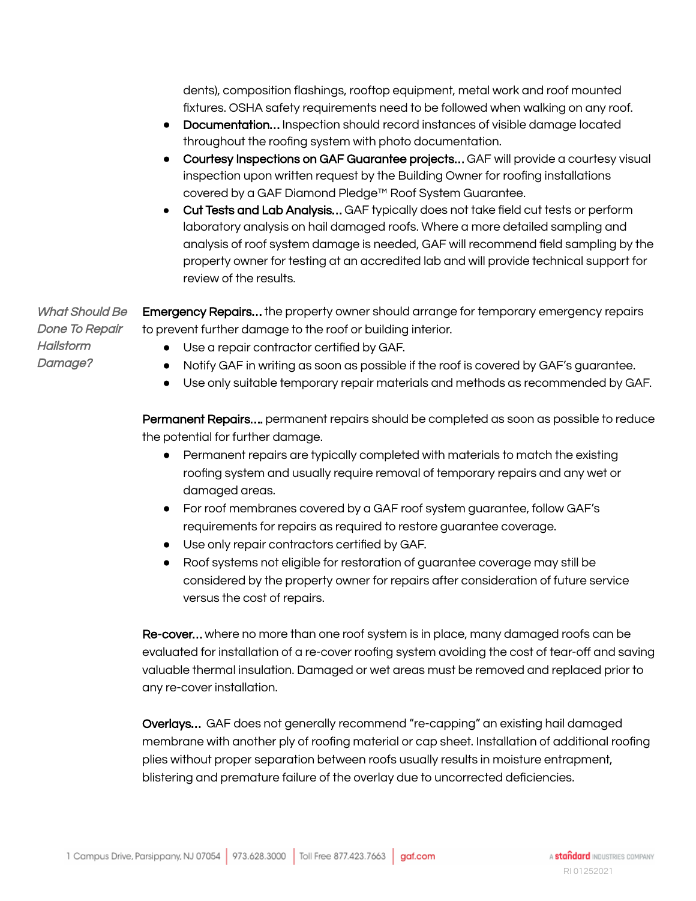dents), composition flashings, rooftop equipment, metal work and roof mounted fixtures. OSHA safety requirements need to be followed when walking on any roof.

- **Documentation...** Inspection should record instances of visible damage located throughout the roofing system with photo documentation.
- **Courtesy Inspections on GAF Guarantee projects...** GAF will provide a courtesy visual inspection upon written request by the Building Owner for roofing installations covered by a GAF Diamond Pledge™ Roof System Guarantee.
- **Cut Tests and Lab Analysis...** GAF typically does not take field cut tests or perform laboratory analysis on hail damaged roofs. Where a more detailed sampling and analysis of roof system damage is needed, GAF will recommend field sampling by the property owner for testing at an accredited lab and will provide technical support for review of the results.

*What Should Be Done To Repair Hailstorm Damage?*

**Emergency Repairs...** the property owner should arrange for temporary emergency repairs to prevent further damage to the roof or building interior.

- Use a repair contractor certified by GAF.
- Notify GAF in writing as soon as possible if the roof is covered by GAF's guarantee.
- Use only suitable temporary repair materials and methods as recommended by GAF.

**Permanent Repairs....** permanent repairs should be completed as soon as possible to reduce the potential for further damage.

- Permanent repairs are typically completed with materials to match the existing roofing system and usually require removal of temporary repairs and any wet or damaged areas.
- For roof membranes covered by a GAF roof system guarantee, follow GAF's requirements for repairs as required to restore guarantee coverage.
- Use only repair contractors certified by GAF.
- Roof systems not eligible for restoration of guarantee coverage may still be considered by the property owner for repairs after consideration of future service versus the cost of repairs.

**Re-cover...** where no more than one roof system is in place, many damaged roofs can be evaluated for installation of a re-cover roofing system avoiding the cost of tear-off and saving valuable thermal insulation. Damaged or wet areas must be removed and replaced prior to any re-cover installation.

**Overlays...** GAF does not generally recommend "re-capping" an existing hail damaged membrane with another ply of roofing material or cap sheet. Installation of additional roofing plies without proper separation between roofs usually results in moisture entrapment, blistering and premature failure of the overlay due to uncorrected deficiencies.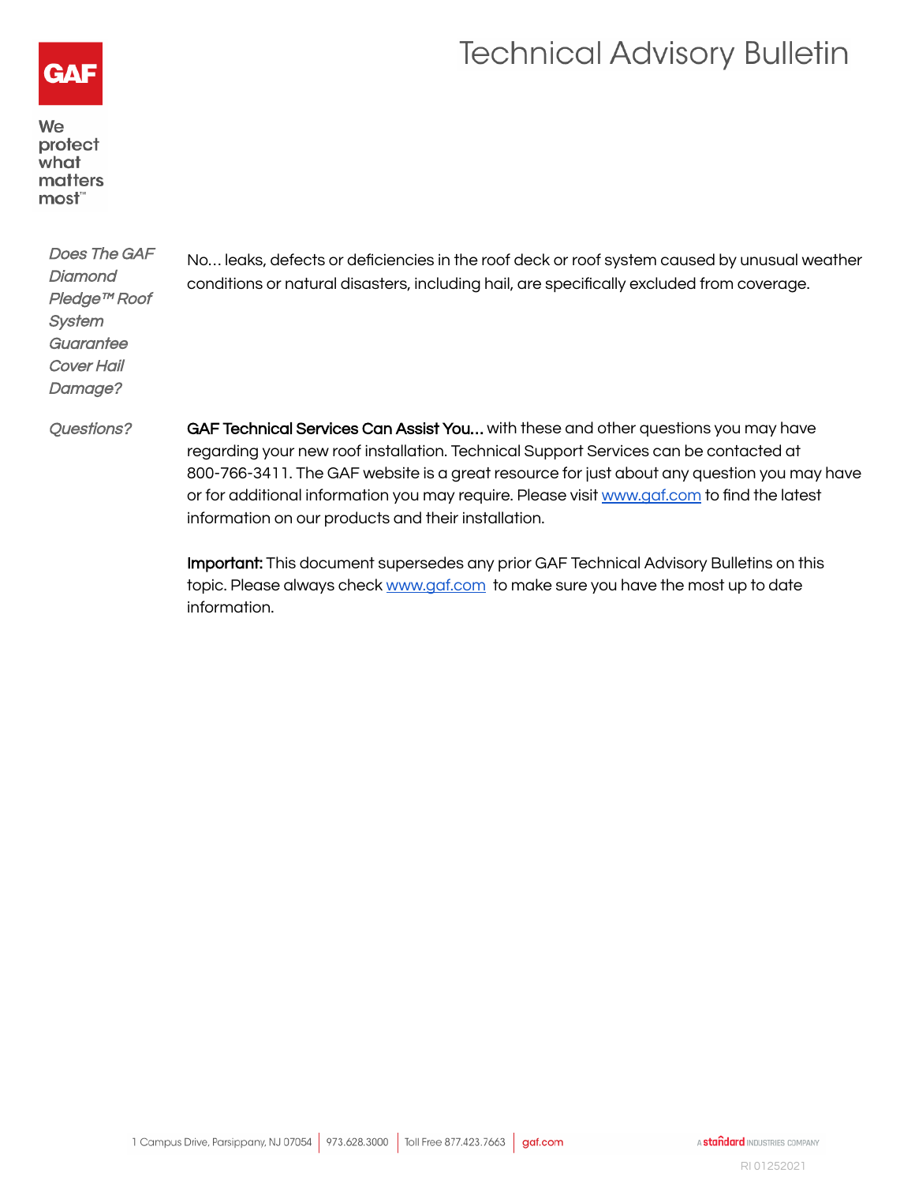*Does The GAF Diamond Pledge™ Roof System Guarantee Cover Hail Damage?*

No… leaks, defects or deficiencies in the roof deck or roof system caused by unusual weather conditions or natural disasters, including hail, are specifically excluded from coverage.

*Questions?*

**GAF Technical Services Can Assist You…** with these and other questions you may have regarding your new roof installation. Technical Support Services can be contacted at 800-766-3411. The GAF website is a great resource for just about any question you may have or for additional information you may require. Please visit www.gaf.com to find the latest information on our products and their installation.

**Important:** This document supersedes any prior GAF Technical Advisory Bulletins on this topic. Please always check www.gaf.com to make sure you have the most up to date information.

RI 01252021